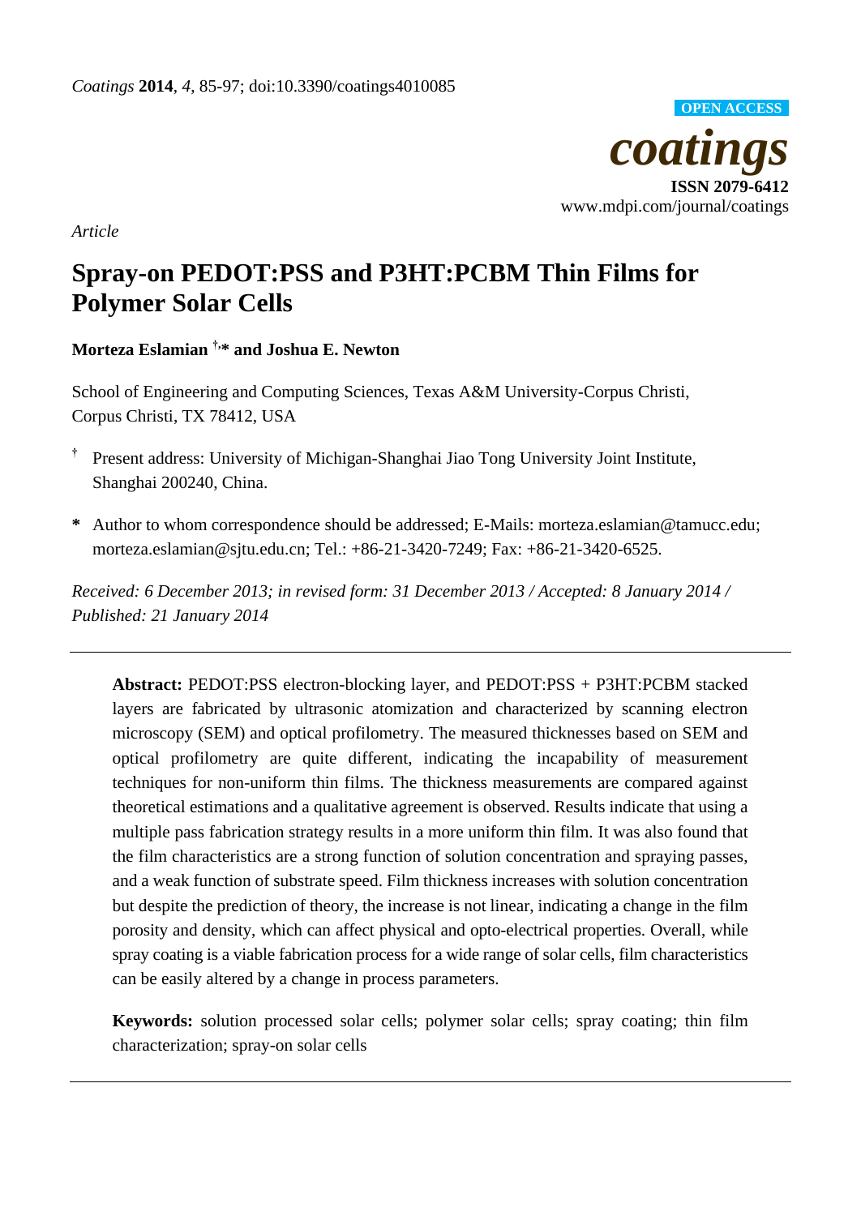*Article*

# Spray-on PEDOT:PSS and P3HT:PCBM Thin Films for Polymer Solar Cells

**Morteza Eslamian [†,*] and Joshua E. Newton**

School of Engineering and Computing Sciences, Texas A&M University-Corpus Christi, Corpus Christi, TX 78412, USA

[†] Present address: University of Michigan-Shanghai Jiao Tong University Joint Institute, Shanghai 200240, China.

[*] Author to whom correspondence should be addressed; E-Mails: morteza.eslamian@tamucc.edu; morteza.eslamian@sjtu.edu.cn; Tel.: +86-21-3420-7249; Fax: +86-21-3420-6525.

*Received: 6 December 2013; in revised form: 31 December 2013 / Accepted: 8 January 2014 / Published: 21 January 2014*

---

**Abstract:** PEDOT:PSS electron-blocking layer, and PEDOT:PSS + P3HT:PCBM stacked layers are fabricated by ultrasonic atomization and characterized by scanning electron microscopy (SEM) and optical profilometry. The measured thicknesses based on SEM and optical profilometry are quite different, indicating the incapability of measurement techniques for non-uniform thin films. The thickness measurements are compared against theoretical estimations and a qualitative agreement is observed. Results indicate that using a multiple pass fabrication strategy results in a more uniform thin film. It was also found that the film characteristics are a strong function of solution concentration and spraying passes, and a weak function of substrate speed. Film thickness increases with solution concentration but despite the prediction of theory, the increase is not linear, indicating a change in the film porosity and density, which can affect physical and opto-electrical properties. Overall, while spray coating is a viable fabrication process for a wide range of solar cells, film characteristics can be easily altered by a change in process parameters.

**Keywords:** solution processed solar cells; polymer solar cells; spray coating; thin film characterization; spray-on solar cells

---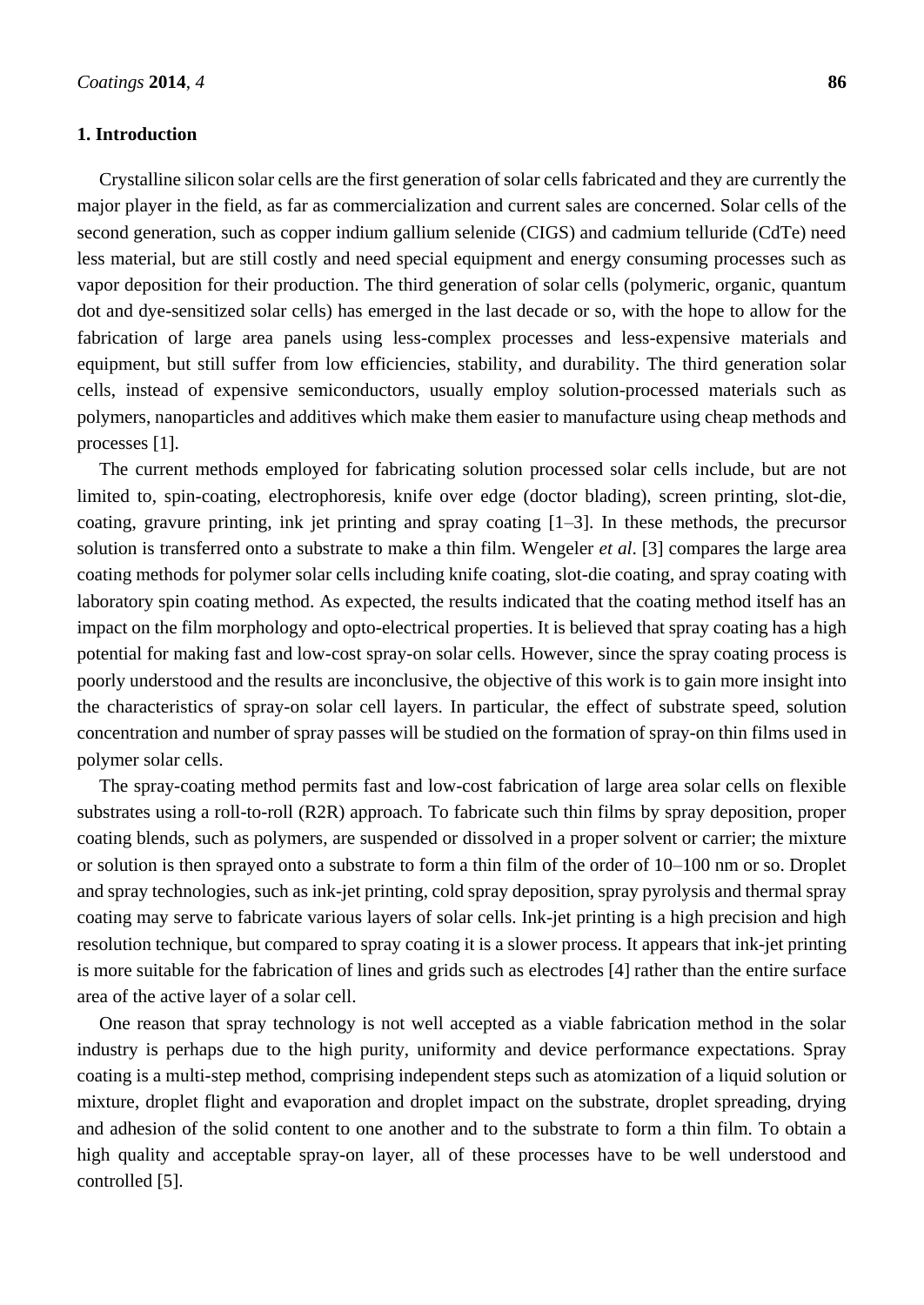## 1. Introduction

Crystalline silicon solar cells are the first generation of solar cells fabricated and they are currently the major player in the field, as far as commercialization and current sales are concerned. Solar cells of the second generation, such as copper indium gallium selenide (CIGS) and cadmium telluride (CdTe) need less material, but are still costly and need special equipment and energy consuming processes such as vapor deposition for their production. The third generation of solar cells (polymeric, organic, quantum dot and dye-sensitized solar cells) has emerged in the last decade or so, with the hope to allow for the fabrication of large area panels using less-complex processes and less-expensive materials and equipment, but still suffer from low efficiencies, stability, and durability. The third generation solar cells, instead of expensive semiconductors, usually employ solution-processed materials such as polymers, nanoparticles and additives which make them easier to manufacture using cheap methods and processes [1].

The current methods employed for fabricating solution processed solar cells include, but are not limited to, spin-coating, electrophoresis, knife over edge (doctor blading), screen printing, slot-die, coating, gravure printing, ink jet printing and spray coating [1–3]. In these methods, the precursor solution is transferred onto a substrate to make a thin film. Wengeler *et al*. [3] compares the large area coating methods for polymer solar cells including knife coating, slot-die coating, and spray coating with laboratory spin coating method. As expected, the results indicated that the coating method itself has an impact on the film morphology and opto-electrical properties. It is believed that spray coating has a high potential for making fast and low-cost spray-on solar cells. However, since the spray coating process is poorly understood and the results are inconclusive, the objective of this work is to gain more insight into the characteristics of spray-on solar cell layers. In particular, the effect of substrate speed, solution concentration and number of spray passes will be studied on the formation of spray-on thin films used in polymer solar cells.

The spray-coating method permits fast and low-cost fabrication of large area solar cells on flexible substrates using a roll-to-roll (R2R) approach. To fabricate such thin films by spray deposition, proper coating blends, such as polymers, are suspended or dissolved in a proper solvent or carrier; the mixture or solution is then sprayed onto a substrate to form a thin film of the order of 10–100 nm or so. Droplet and spray technologies, such as ink-jet printing, cold spray deposition, spray pyrolysis and thermal spray coating may serve to fabricate various layers of solar cells. Ink-jet printing is a high precision and high resolution technique, but compared to spray coating it is a slower process. It appears that ink-jet printing is more suitable for the fabrication of lines and grids such as electrodes [4] rather than the entire surface area of the active layer of a solar cell.

One reason that spray technology is not well accepted as a viable fabrication method in the solar industry is perhaps due to the high purity, uniformity and device performance expectations. Spray coating is a multi-step method, comprising independent steps such as atomization of a liquid solution or mixture, droplet flight and evaporation and droplet impact on the substrate, droplet spreading, drying and adhesion of the solid content to one another and to the substrate to form a thin film. To obtain a high quality and acceptable spray-on layer, all of these processes have to be well understood and controlled [5].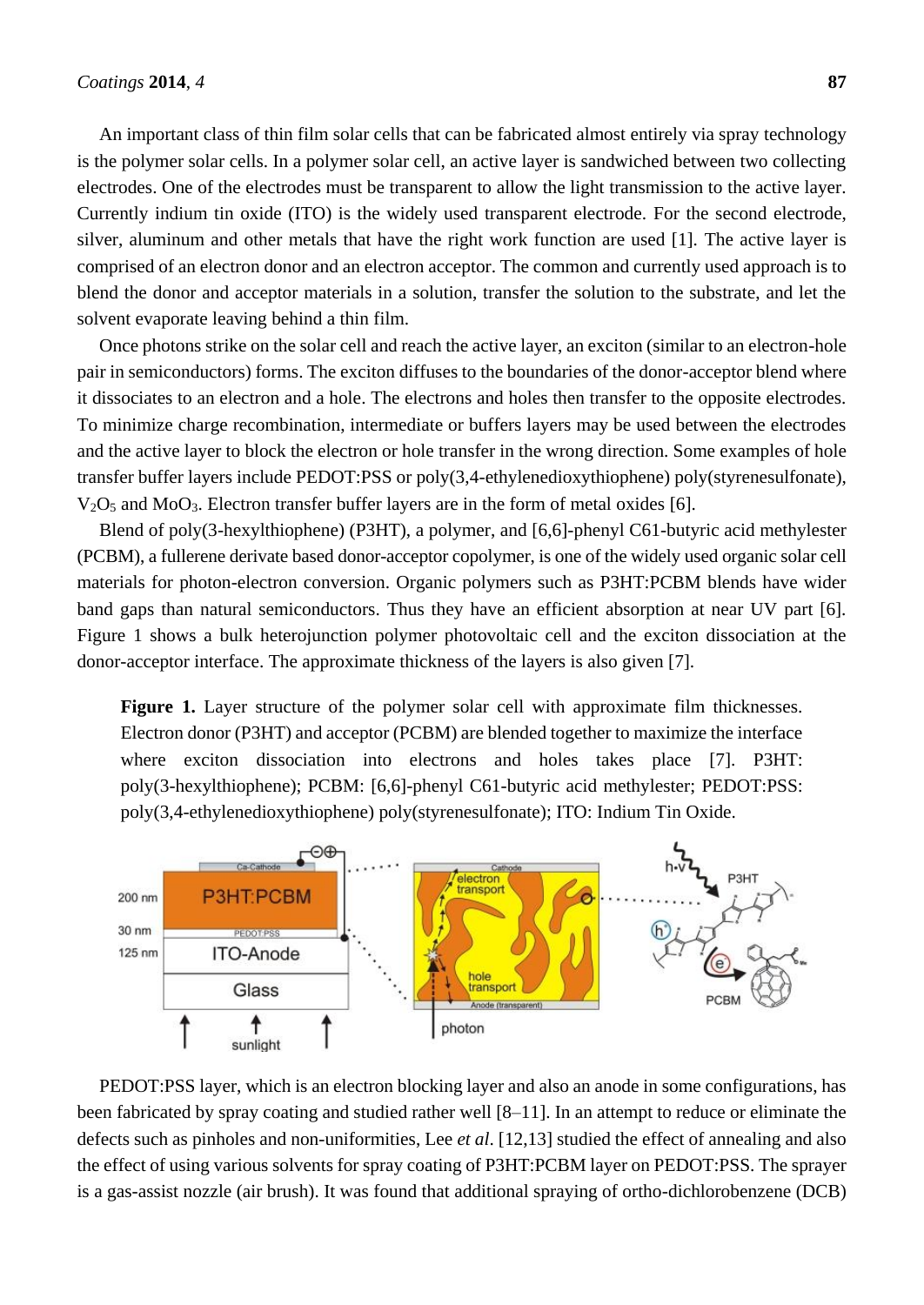An important class of thin film solar cells that can be fabricated almost entirely via spray technology is the polymer solar cells. In a polymer solar cell, an active layer is sandwiched between two collecting electrodes. One of the electrodes must be transparent to allow the light transmission to the active layer. Currently indium tin oxide (ITO) is the widely used transparent electrode. For the second electrode, silver, aluminum and other metals that have the right work function are used [1]. The active layer is comprised of an electron donor and an electron acceptor. The common and currently used approach is to blend the donor and acceptor materials in a solution, transfer the solution to the substrate, and let the solvent evaporate leaving behind a thin film.

Once photons strike on the solar cell and reach the active layer, an exciton (similar to an electron-hole pair in semiconductors) forms. The exciton diffuses to the boundaries of the donor-acceptor blend where it dissociates to an electron and a hole. The electrons and holes then transfer to the opposite electrodes. To minimize charge recombination, intermediate or buffers layers may be used between the electrodes and the active layer to block the electron or hole transfer in the wrong direction. Some examples of hole transfer buffer layers include PEDOT:PSS or poly(3,4-ethylenedioxythiophene) poly(styrenesulfonate), $V_2O_5$ and $MoO_3$. Electron transfer buffer layers are in the form of metal oxides [6].

Blend of poly(3-hexylthiophene) (P3HT), a polymer, and [6,6]-phenyl C61-butyric acid methylester (PCBM), a fullerene derivate based donor-acceptor copolymer, is one of the widely used organic solar cell materials for photon-electron conversion. Organic polymers such as P3HT:PCBM blends have wider band gaps than natural semiconductors. Thus they have an efficient absorption at near UV part [6]. Figure 1 shows a bulk heterojunction polymer photovoltaic cell and the exciton dissociation at the donor-acceptor interface. The approximate thickness of the layers is also given [7].

**Figure 1.** Layer structure of the polymer solar cell with approximate film thicknesses. Electron donor (P3HT) and acceptor (PCBM) are blended together to maximize the interface where exciton dissociation into electrons and holes takes place [7]. P3HT: poly(3-hexylthiophene); PCBM: [6,6]-phenyl C61-butyric acid methylester; PEDOT:PSS: poly(3,4-ethylenedioxythiophene) poly(styrenesulfonate); ITO: Indium Tin Oxide.

PEDOT:PSS layer, which is an electron blocking layer and also an anode in some configurations, has been fabricated by spray coating and studied rather well [8–11]. In an attempt to reduce or eliminate the defects such as pinholes and non-uniformities, Lee *et al.* [12,13] studied the effect of annealing and also the effect of using various solvents for spray coating of P3HT:PCBM layer on PEDOT:PSS. The sprayer is a gas-assist nozzle (air brush). It was found that additional spraying of ortho-dichlorobenzene (DCB)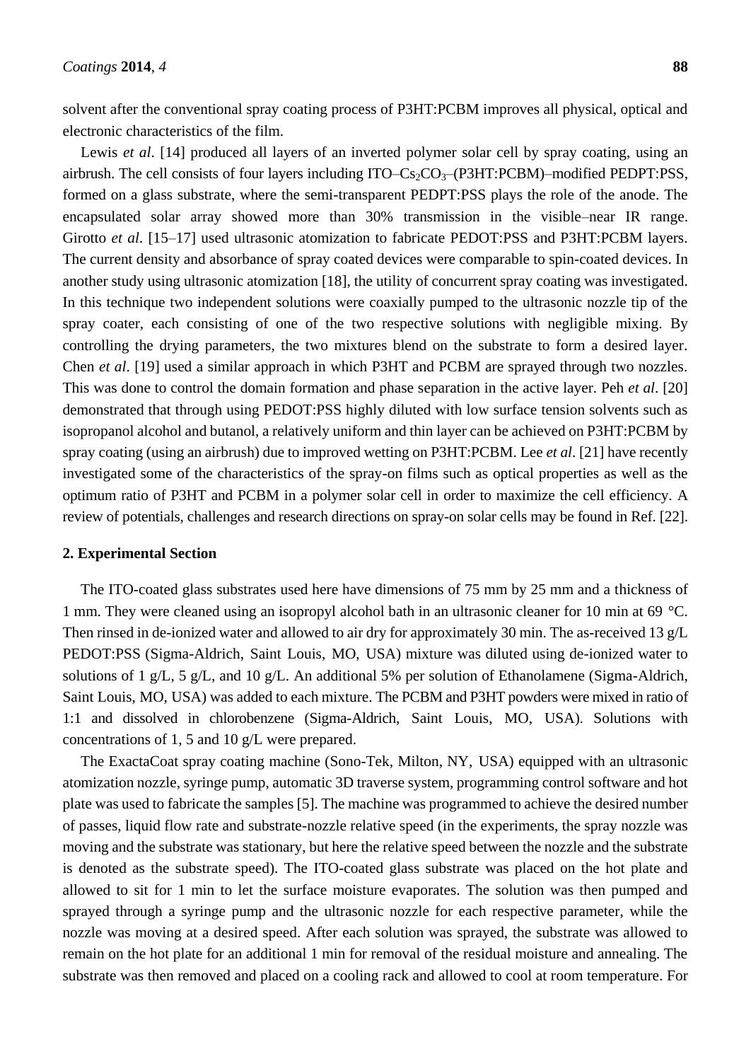solvent after the conventional spray coating process of P3HT:PCBM improves all physical, optical and electronic characteristics of the film.

Lewis *et al*. [14] produced all layers of an inverted polymer solar cell by spray coating, using an airbrush. The cell consists of four layers including ITO–$Cs_2CO_3$–(P3HT:PCBM)–modified PEDPT:PSS, formed on a glass substrate, where the semi-transparent PEDPT:PSS plays the role of the anode. The encapsulated solar array showed more than 30% transmission in the visible–near IR range. Girotto *et al*. [15–17] used ultrasonic atomization to fabricate PEDOT:PSS and P3HT:PCBM layers. The current density and absorbance of spray coated devices were comparable to spin-coated devices. In another study using ultrasonic atomization [18], the utility of concurrent spray coating was investigated. In this technique two independent solutions were coaxially pumped to the ultrasonic nozzle tip of the spray coater, each consisting of one of the two respective solutions with negligible mixing. By controlling the drying parameters, the two mixtures blend on the substrate to form a desired layer. Chen *et al*. [19] used a similar approach in which P3HT and PCBM are sprayed through two nozzles. This was done to control the domain formation and phase separation in the active layer. Peh *et al*. [20] demonstrated that through using PEDOT:PSS highly diluted with low surface tension solvents such as isopropanol alcohol and butanol, a relatively uniform and thin layer can be achieved on P3HT:PCBM by spray coating (using an airbrush) due to improved wetting on P3HT:PCBM. Lee *et al*. [21] have recently investigated some of the characteristics of the spray-on films such as optical properties as well as the optimum ratio of P3HT and PCBM in a polymer solar cell in order to maximize the cell efficiency. A review of potentials, challenges and research directions on spray-on solar cells may be found in Ref. [22].

## 2. Experimental Section

The ITO-coated glass substrates used here have dimensions of 75 mm by 25 mm and a thickness of 1 mm. They were cleaned using an isopropyl alcohol bath in an ultrasonic cleaner for 10 min at 69 °C. Then rinsed in de-ionized water and allowed to air dry for approximately 30 min. The as-received 13 g/L PEDOT:PSS (Sigma-Aldrich, Saint Louis, MO, USA) mixture was diluted using de-ionized water to solutions of 1 g/L, 5 g/L, and 10 g/L. An additional 5% per solution of Ethanolamene (Sigma-Aldrich, Saint Louis, MO, USA) was added to each mixture. The PCBM and P3HT powders were mixed in ratio of 1:1 and dissolved in chlorobenzene (Sigma-Aldrich, Saint Louis, MO, USA). Solutions with concentrations of 1, 5 and 10 g/L were prepared.

The ExactaCoat spray coating machine (Sono-Tek, Milton, NY, USA) equipped with an ultrasonic atomization nozzle, syringe pump, automatic 3D traverse system, programming control software and hot plate was used to fabricate the samples [5]. The machine was programmed to achieve the desired number of passes, liquid flow rate and substrate-nozzle relative speed (in the experiments, the spray nozzle was moving and the substrate was stationary, but here the relative speed between the nozzle and the substrate is denoted as the substrate speed). The ITO-coated glass substrate was placed on the hot plate and allowed to sit for 1 min to let the surface moisture evaporates. The solution was then pumped and sprayed through a syringe pump and the ultrasonic nozzle for each respective parameter, while the nozzle was moving at a desired speed. After each solution was sprayed, the substrate was allowed to remain on the hot plate for an additional 1 min for removal of the residual moisture and annealing. The substrate was then removed and placed on a cooling rack and allowed to cool at room temperature. For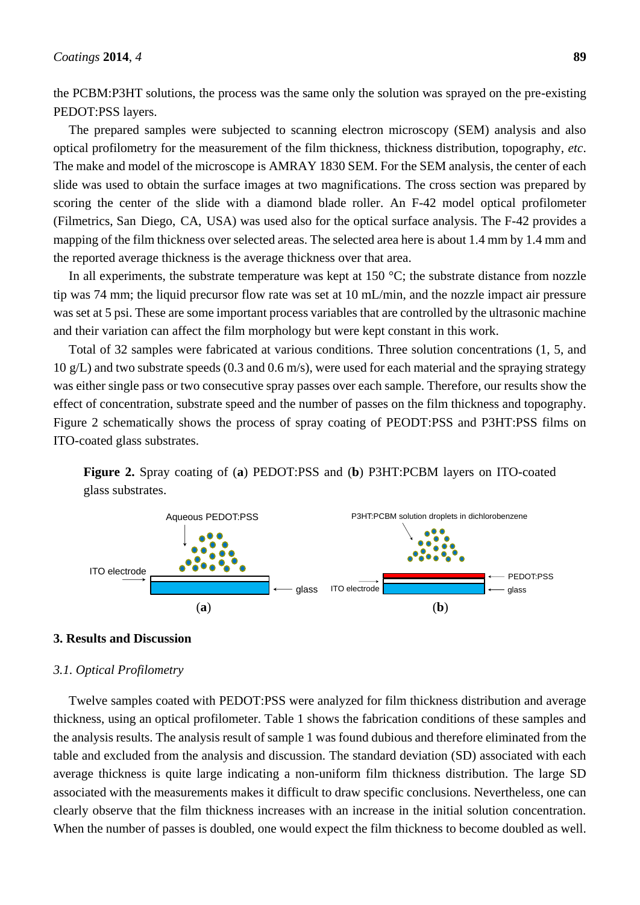the PCBM:P3HT solutions, the process was the same only the solution was sprayed on the pre-existing PEDOT:PSS layers.

The prepared samples were subjected to scanning electron microscopy (SEM) analysis and also optical profilometry for the measurement of the film thickness, thickness distribution, topography, *etc*. The make and model of the microscope is AMRAY 1830 SEM. For the SEM analysis, the center of each slide was used to obtain the surface images at two magnifications. The cross section was prepared by scoring the center of the slide with a diamond blade roller. An F-42 model optical profilometer (Filmetrics, San Diego, CA, USA) was used also for the optical surface analysis. The F-42 provides a mapping of the film thickness over selected areas. The selected area here is about 1.4 mm by 1.4 mm and the reported average thickness is the average thickness over that area.

In all experiments, the substrate temperature was kept at 150 °C; the substrate distance from nozzle tip was 74 mm; the liquid precursor flow rate was set at 10 mL/min, and the nozzle impact air pressure was set at 5 psi. These are some important process variables that are controlled by the ultrasonic machine and their variation can affect the film morphology but were kept constant in this work.

Total of 32 samples were fabricated at various conditions. Three solution concentrations (1, 5, and 10 g/L) and two substrate speeds (0.3 and 0.6 m/s), were used for each material and the spraying strategy was either single pass or two consecutive spray passes over each sample. Therefore, our results show the effect of concentration, substrate speed and the number of passes on the film thickness and topography. Figure 2 schematically shows the process of spray coating of PEODT:PSS and P3HT:PSS films on ITO-coated glass substrates.

**Figure 2.** Spray coating of (**a**) PEDOT:PSS and (**b**) P3HT:PCBM layers on ITO-coated glass substrates.

## 3. Results and Discussion

### *3.1. Optical Profilometry*

Twelve samples coated with PEDOT:PSS were analyzed for film thickness distribution and average thickness, using an optical profilometer. Table 1 shows the fabrication conditions of these samples and the analysis results. The analysis result of sample 1 was found dubious and therefore eliminated from the table and excluded from the analysis and discussion. The standard deviation (SD) associated with each average thickness is quite large indicating a non-uniform film thickness distribution. The large SD associated with the measurements makes it difficult to draw specific conclusions. Nevertheless, one can clearly observe that the film thickness increases with an increase in the initial solution concentration. When the number of passes is doubled, one would expect the film thickness to become doubled as well.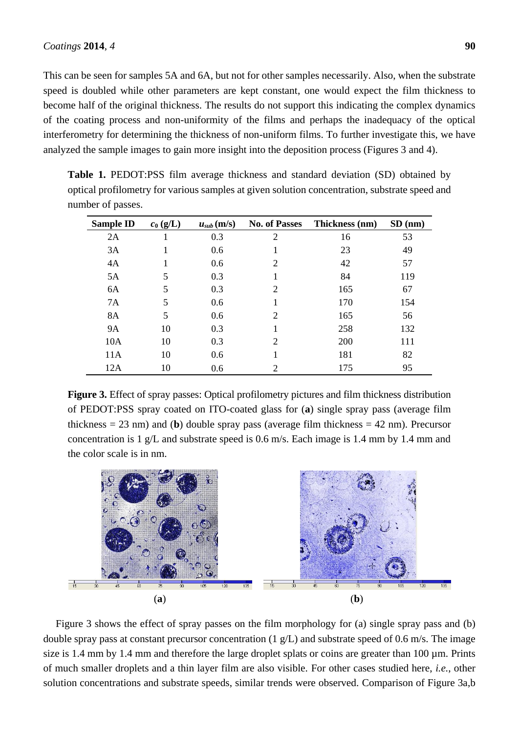This can be seen for samples 5A and 6A, but not for other samples necessarily. Also, when the substrate speed is doubled while other parameters are kept constant, one would expect the film thickness to become half of the original thickness. The results do not support this indicating the complex dynamics of the coating process and non-uniformity of the films and perhaps the inadequacy of the optical interferometry for determining the thickness of non-uniform films. To further investigate this, we have analyzed the sample images to gain more insight into the deposition process (Figures 3 and 4).

**Table 1.** PEDOT:PSS film average thickness and standard deviation (SD) obtained by optical profilometry for various samples at given solution concentration, substrate speed and number of passes.

| Sample ID | $c_0$ (g/L) | $u_{sub}$ (m/s) | No. of Passes | Thickness (nm) | SD (nm) |
|---|---|---|---|---|---|
| 2A | 1 | 0.3 | 2 | 16 | 53 |
| 3A | 1 | 0.6 | 1 | 23 | 49 |
| 4A | 1 | 0.6 | 2 | 42 | 57 |
| 5A | 5 | 0.3 | 1 | 84 | 119 |
| 6A | 5 | 0.3 | 2 | 165 | 67 |
| 7A | 5 | 0.6 | 1 | 170 | 154 |
| 8A | 5 | 0.6 | 2 | 165 | 56 |
| 9A | 10 | 0.3 | 1 | 258 | 132 |
| 10A | 10 | 0.3 | 2 | 200 | 111 |
| 11A | 10 | 0.6 | 1 | 181 | 82 |
| 12A | 10 | 0.6 | 2 | 175 | 95 |

**Figure 3.** Effect of spray passes: Optical profilometry pictures and film thickness distribution of PEDOT:PSS spray coated on ITO-coated glass for (**a**) single spray pass (average film thickness = 23 nm) and (**b**) double spray pass (average film thickness = 42 nm). Precursor concentration is 1 g/L and substrate speed is 0.6 m/s. Each image is 1.4 mm by 1.4 mm and the color scale is in nm.

(**a**) (**b**)

Figure 3 shows the effect of spray passes on the film morphology for (a) single spray pass and (b) double spray pass at constant precursor concentration (1 g/L) and substrate speed of 0.6 m/s. The image size is 1.4 mm by 1.4 mm and therefore the large droplet splats or coins are greater than 100 µm. Prints of much smaller droplets and a thin layer film are also visible. For other cases studied here, *i.e.*, other solution concentrations and substrate speeds, similar trends were observed. Comparison of Figure 3a,b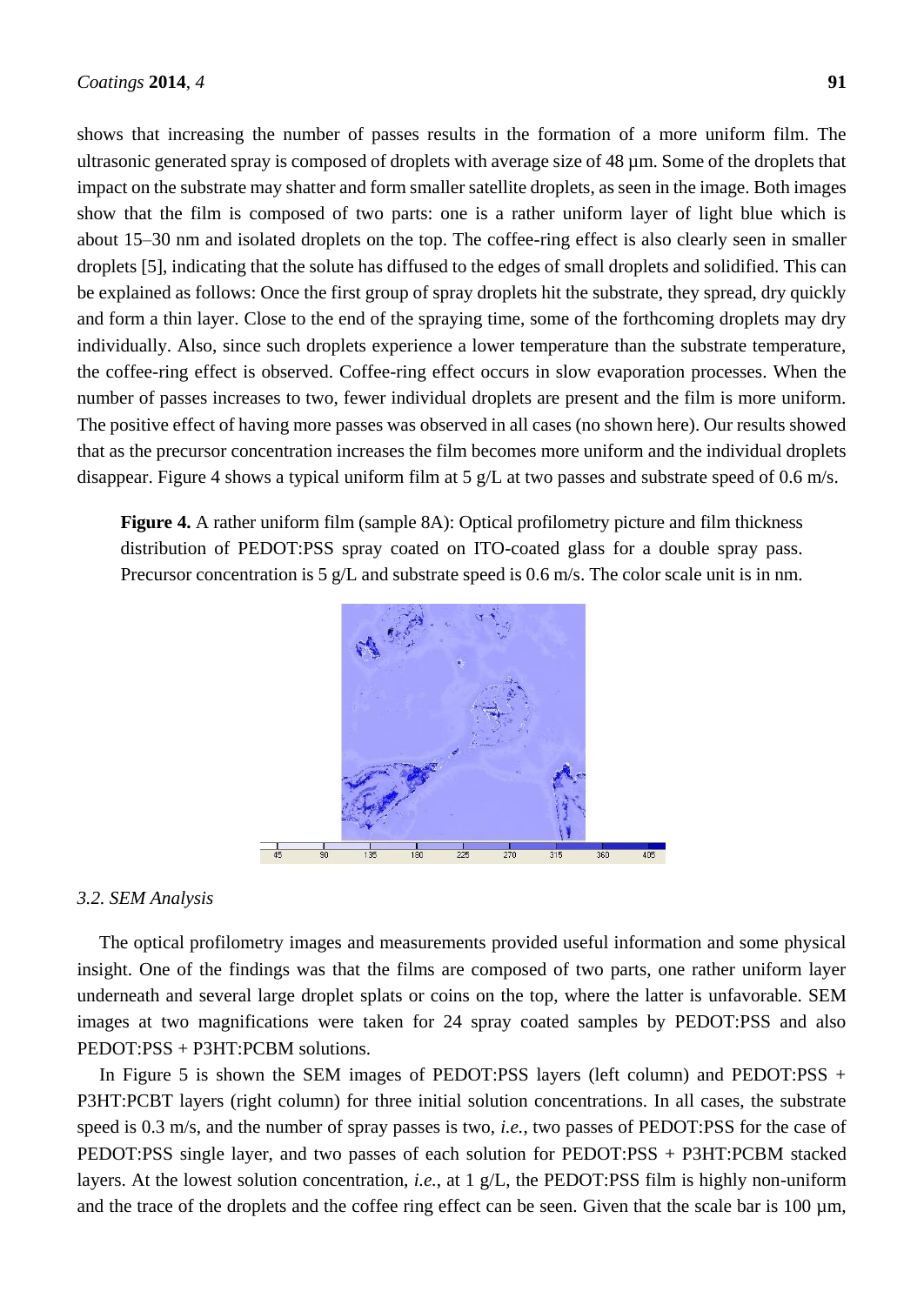shows that increasing the number of passes results in the formation of a more uniform film. The ultrasonic generated spray is composed of droplets with average size of 48 µm. Some of the droplets that impact on the substrate may shatter and form smaller satellite droplets, as seen in the image. Both images show that the film is composed of two parts: one is a rather uniform layer of light blue which is about 15–30 nm and isolated droplets on the top. The coffee-ring effect is also clearly seen in smaller droplets [5], indicating that the solute has diffused to the edges of small droplets and solidified. This can be explained as follows: Once the first group of spray droplets hit the substrate, they spread, dry quickly and form a thin layer. Close to the end of the spraying time, some of the forthcoming droplets may dry individually. Also, since such droplets experience a lower temperature than the substrate temperature, the coffee-ring effect is observed. Coffee-ring effect occurs in slow evaporation processes. When the number of passes increases to two, fewer individual droplets are present and the film is more uniform. The positive effect of having more passes was observed in all cases (no shown here). Our results showed that as the precursor concentration increases the film becomes more uniform and the individual droplets disappear. Figure 4 shows a typical uniform film at 5 g/L at two passes and substrate speed of 0.6 m/s.

**Figure 4.** A rather uniform film (sample 8A): Optical profilometry picture and film thickness distribution of PEDOT:PSS spray coated on ITO-coated glass for a double spray pass. Precursor concentration is 5 g/L and substrate speed is 0.6 m/s. The color scale unit is in nm.

### *3.2. SEM Analysis*

The optical profilometry images and measurements provided useful information and some physical insight. One of the findings was that the films are composed of two parts, one rather uniform layer underneath and several large droplet splats or coins on the top, where the latter is unfavorable. SEM images at two magnifications were taken for 24 spray coated samples by PEDOT:PSS and also PEDOT:PSS + P3HT:PCBM solutions.

In Figure 5 is shown the SEM images of PEDOT:PSS layers (left column) and PEDOT:PSS + P3HT:PCBT layers (right column) for three initial solution concentrations. In all cases, the substrate speed is 0.3 m/s, and the number of spray passes is two, *i.e.*, two passes of PEDOT:PSS for the case of PEDOT:PSS single layer, and two passes of each solution for PEDOT:PSS + P3HT:PCBM stacked layers. At the lowest solution concentration, *i.e.*, at 1 g/L, the PEDOT:PSS film is highly non-uniform and the trace of the droplets and the coffee ring effect can be seen. Given that the scale bar is 100 µm,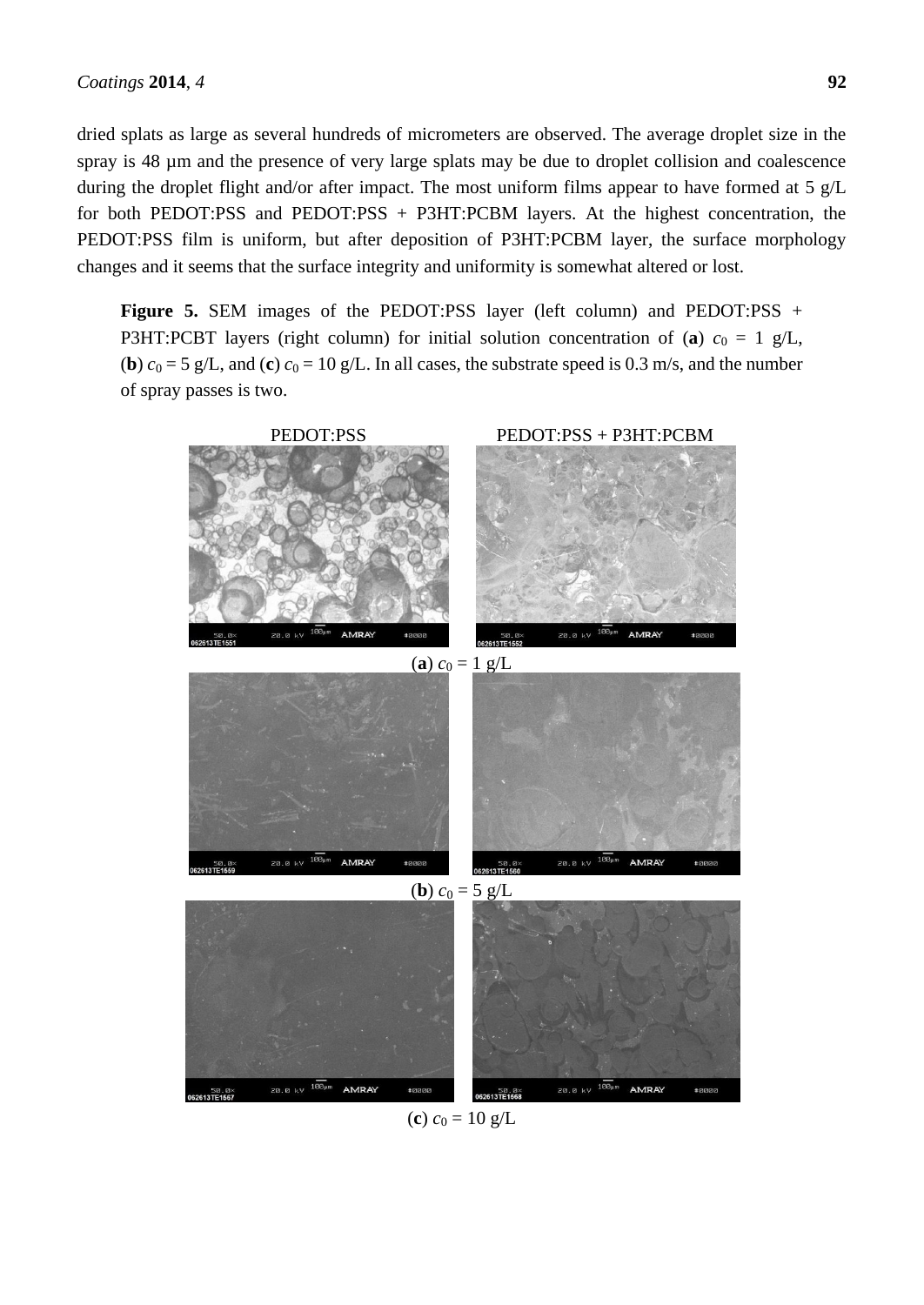dried splats as large as several hundreds of micrometers are observed. The average droplet size in the spray is 48 µm and the presence of very large splats may be due to droplet collision and coalescence during the droplet flight and/or after impact. The most uniform films appear to have formed at 5 g/L for both PEDOT:PSS and PEDOT:PSS + P3HT:PCBM layers. At the highest concentration, the PEDOT:PSS film is uniform, but after deposition of P3HT:PCBM layer, the surface morphology changes and it seems that the surface integrity and uniformity is somewhat altered or lost.

**Figure 5.** SEM images of the PEDOT:PSS layer (left column) and PEDOT:PSS + P3HT:PCBT layers (right column) for initial solution concentration of (**a**) $c_0$ = 1 g/L, (**b**) $c_0$ = 5 g/L, and (**c**) $c_0$ = 10 g/L. In all cases, the substrate speed is 0.3 m/s, and the number of spray passes is two.

PEDOT:PSS PEDOT:PSS + P3HT:PCBM

(**a**) $c_0$ = 1 g/L

(**b**) $c_0$ = 5 g/L

(**c**) $c_0$ = 10 g/L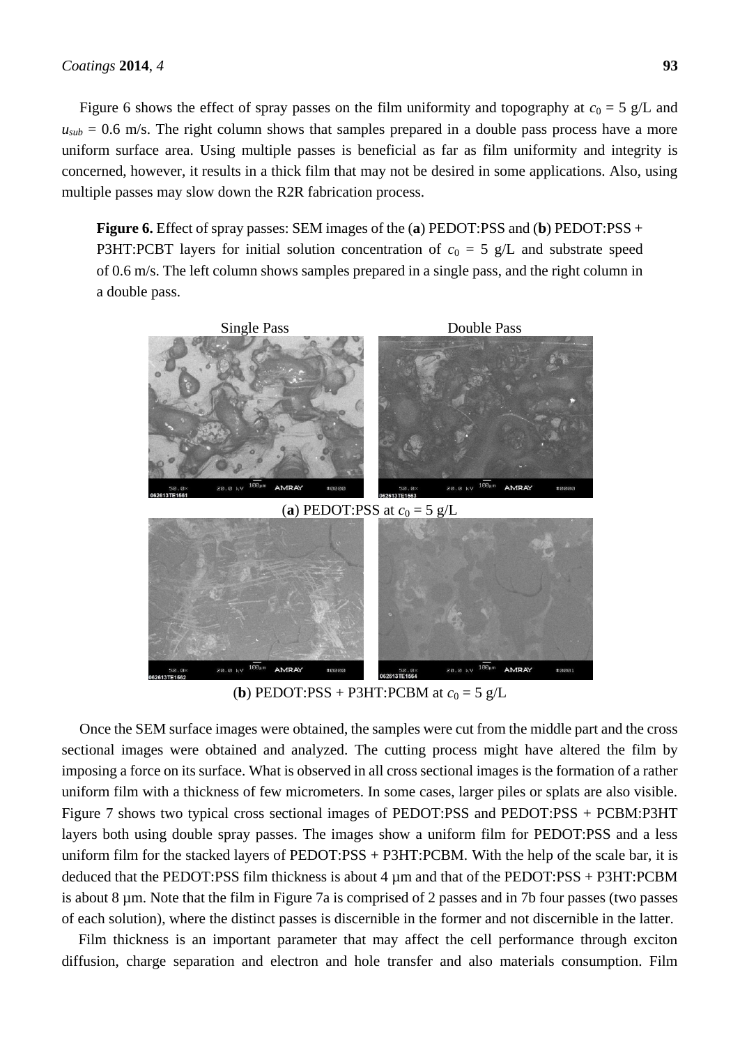Figure 6 shows the effect of spray passes on the film uniformity and topography at $c_0$ = 5 g/L and $u_{sub}$ = 0.6 m/s. The right column shows that samples prepared in a double pass process have a more uniform surface area. Using multiple passes is beneficial as far as film uniformity and integrity is concerned, however, it results in a thick film that may not be desired in some applications. Also, using multiple passes may slow down the R2R fabrication process.

**Figure 6.** Effect of spray passes: SEM images of the (**a**) PEDOT:PSS and (**b**) PEDOT:PSS + P3HT:PCBT layers for initial solution concentration of $c_0$ = 5 g/L and substrate speed of 0.6 m/s. The left column shows samples prepared in a single pass, and the right column in a double pass.

Single Pass Double Pass

(**a**) PEDOT:PSS at $c_0$ = 5 g/L

(**b**) PEDOT:PSS + P3HT:PCBM at $c_0$ = 5 g/L

Once the SEM surface images were obtained, the samples were cut from the middle part and the cross sectional images were obtained and analyzed. The cutting process might have altered the film by imposing a force on its surface. What is observed in all cross sectional images is the formation of a rather uniform film with a thickness of few micrometers. In some cases, larger piles or splats are also visible. Figure 7 shows two typical cross sectional images of PEDOT:PSS and PEDOT:PSS + PCBM:P3HT layers both using double spray passes. The images show a uniform film for PEDOT:PSS and a less uniform film for the stacked layers of PEDOT:PSS + P3HT:PCBM. With the help of the scale bar, it is deduced that the PEDOT:PSS film thickness is about 4 µm and that of the PEDOT:PSS + P3HT:PCBM is about 8 µm. Note that the film in Figure 7a is comprised of 2 passes and in 7b four passes (two passes of each solution), where the distinct passes is discernible in the former and not discernible in the latter.

Film thickness is an important parameter that may affect the cell performance through exciton diffusion, charge separation and electron and hole transfer and also materials consumption. Film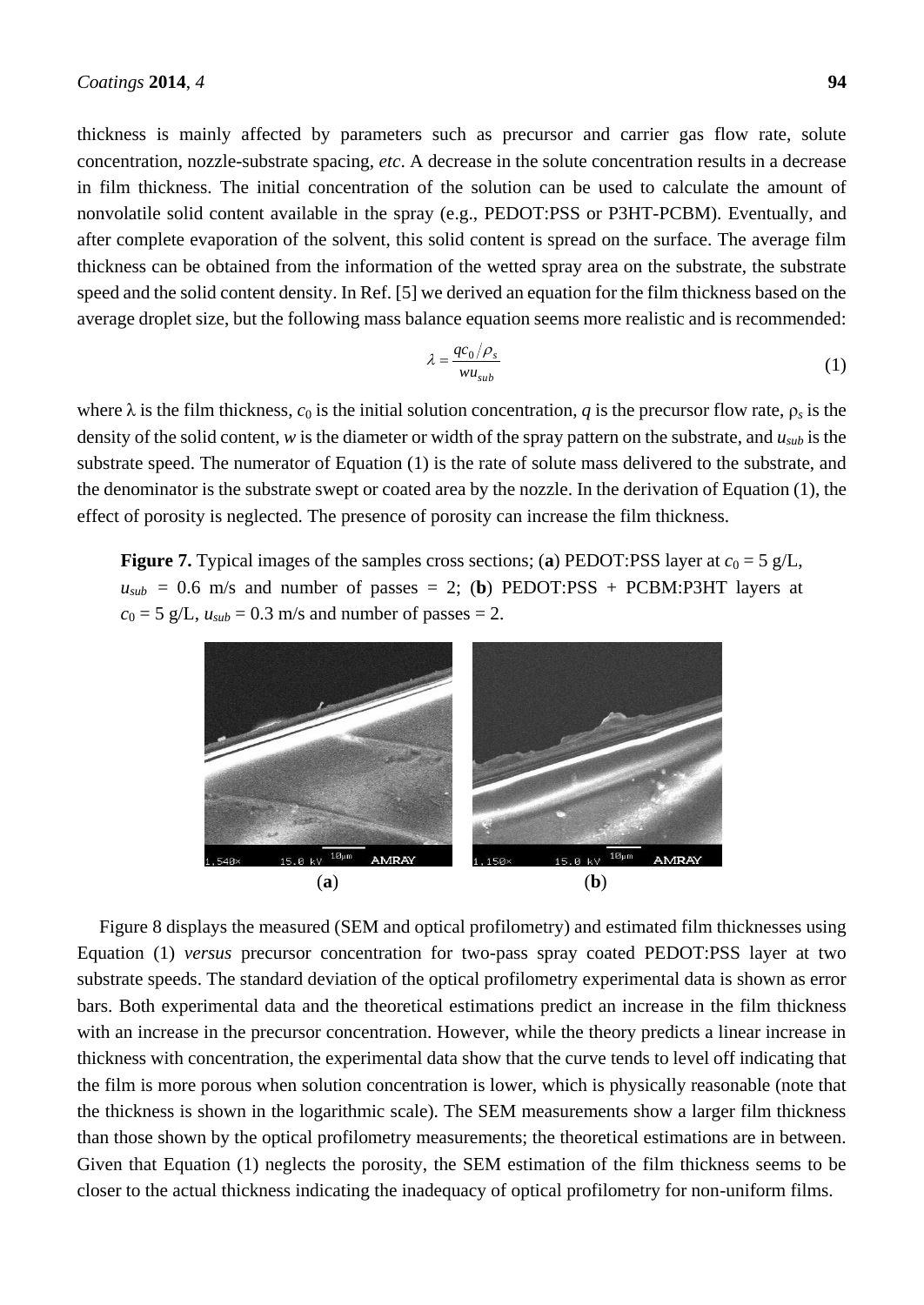thickness is mainly affected by parameters such as precursor and carrier gas flow rate, solute concentration, nozzle-substrate spacing, *etc*. A decrease in the solute concentration results in a decrease in film thickness. The initial concentration of the solution can be used to calculate the amount of nonvolatile solid content available in the spray (e.g., PEDOT:PSS or P3HT-PCBM). Eventually, and after complete evaporation of the solvent, this solid content is spread on the surface. The average film thickness can be obtained from the information of the wetted spray area on the substrate, the substrate speed and the solid content density. In Ref. [5] we derived an equation for the film thickness based on the average droplet size, but the following mass balance equation seems more realistic and is recommended:

$$\lambda = \frac{qc_0/\rho_s}{wu_{sub}} \tag{1}$$

where $\lambda$ is the film thickness, $c_0$ is the initial solution concentration, $q$ is the precursor flow rate, $\rho_s$ is the density of the solid content, $w$ is the diameter or width of the spray pattern on the substrate, and $u_{sub}$ is the substrate speed. The numerator of Equation (1) is the rate of solute mass delivered to the substrate, and the denominator is the substrate swept or coated area by the nozzle. In the derivation of Equation (1), the effect of porosity is neglected. The presence of porosity can increase the film thickness.

**Figure 7.** Typical images of the samples cross sections; (**a**) PEDOT:PSS layer at $c_0$ = 5 g/L, $u_{sub}$ = 0.6 m/s and number of passes = 2; (**b**) PEDOT:PSS + PCBM:P3HT layers at $c_0$ = 5 g/L, $u_{sub}$ = 0.3 m/s and number of passes = 2.

(**a**) (**b**)

Figure 8 displays the measured (SEM and optical profilometry) and estimated film thicknesses using Equation (1) *versus* precursor concentration for two-pass spray coated PEDOT:PSS layer at two substrate speeds. The standard deviation of the optical profilometry experimental data is shown as error bars. Both experimental data and the theoretical estimations predict an increase in the film thickness with an increase in the precursor concentration. However, while the theory predicts a linear increase in thickness with concentration, the experimental data show that the curve tends to level off indicating that the film is more porous when solution concentration is lower, which is physically reasonable (note that the thickness is shown in the logarithmic scale). The SEM measurements show a larger film thickness than those shown by the optical profilometry measurements; the theoretical estimations are in between. Given that Equation (1) neglects the porosity, the SEM estimation of the film thickness seems to be closer to the actual thickness indicating the inadequacy of optical profilometry for non-uniform films.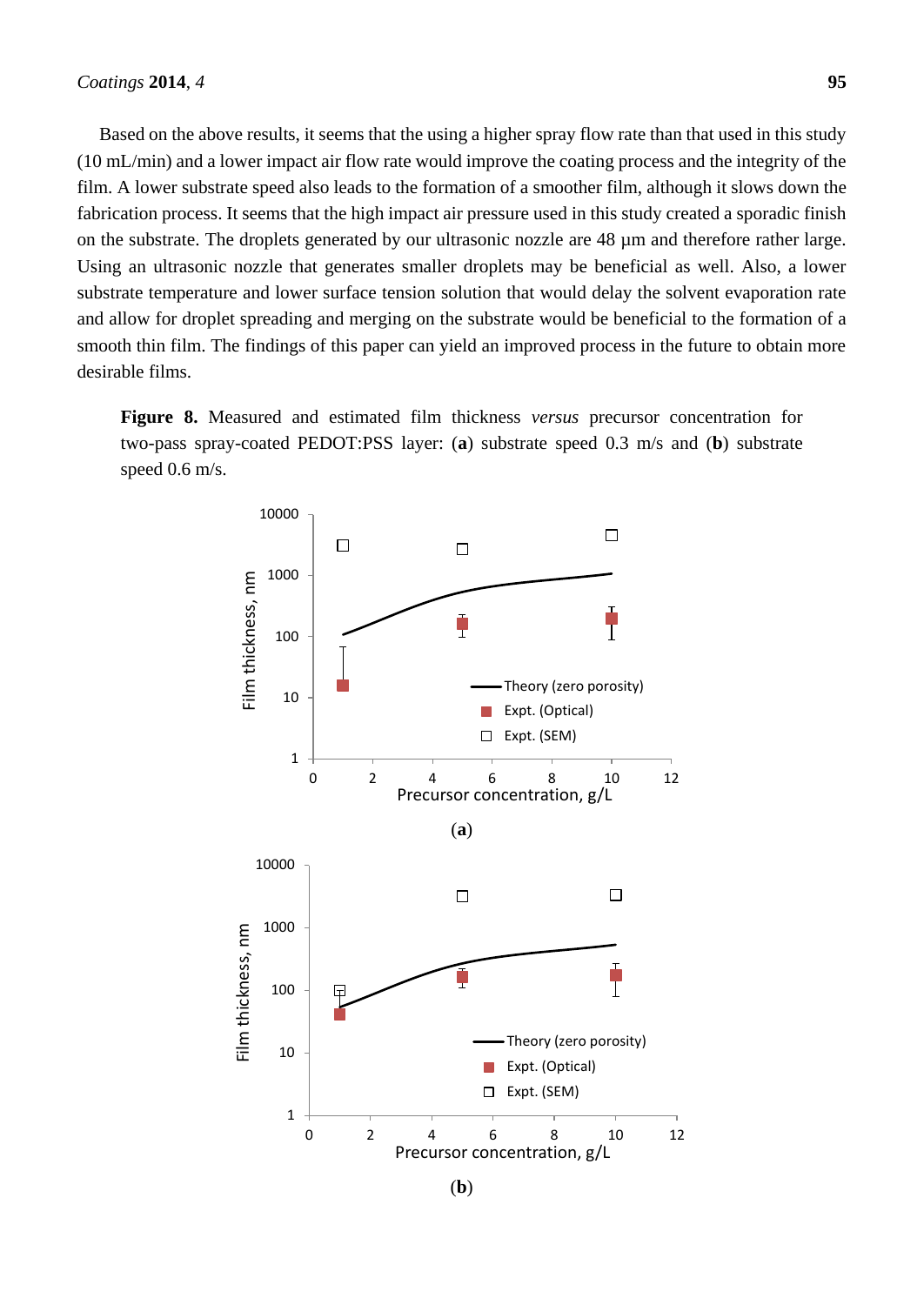Based on the above results, it seems that the using a higher spray flow rate than that used in this study (10 mL/min) and a lower impact air flow rate would improve the coating process and the integrity of the film. A lower substrate speed also leads to the formation of a smoother film, although it slows down the fabrication process. It seems that the high impact air pressure used in this study created a sporadic finish on the substrate. The droplets generated by our ultrasonic nozzle are 48 µm and therefore rather large. Using an ultrasonic nozzle that generates smaller droplets may be beneficial as well. Also, a lower substrate temperature and lower surface tension solution that would delay the solvent evaporation rate and allow for droplet spreading and merging on the substrate would be beneficial to the formation of a smooth thin film. The findings of this paper can yield an improved process in the future to obtain more desirable films.

**Figure 8.** Measured and estimated film thickness *versus* precursor concentration for two-pass spray-coated PEDOT:PSS layer: (**a**) substrate speed 0.3 m/s and (**b**) substrate speed 0.6 m/s.

(**a**)

(**b**)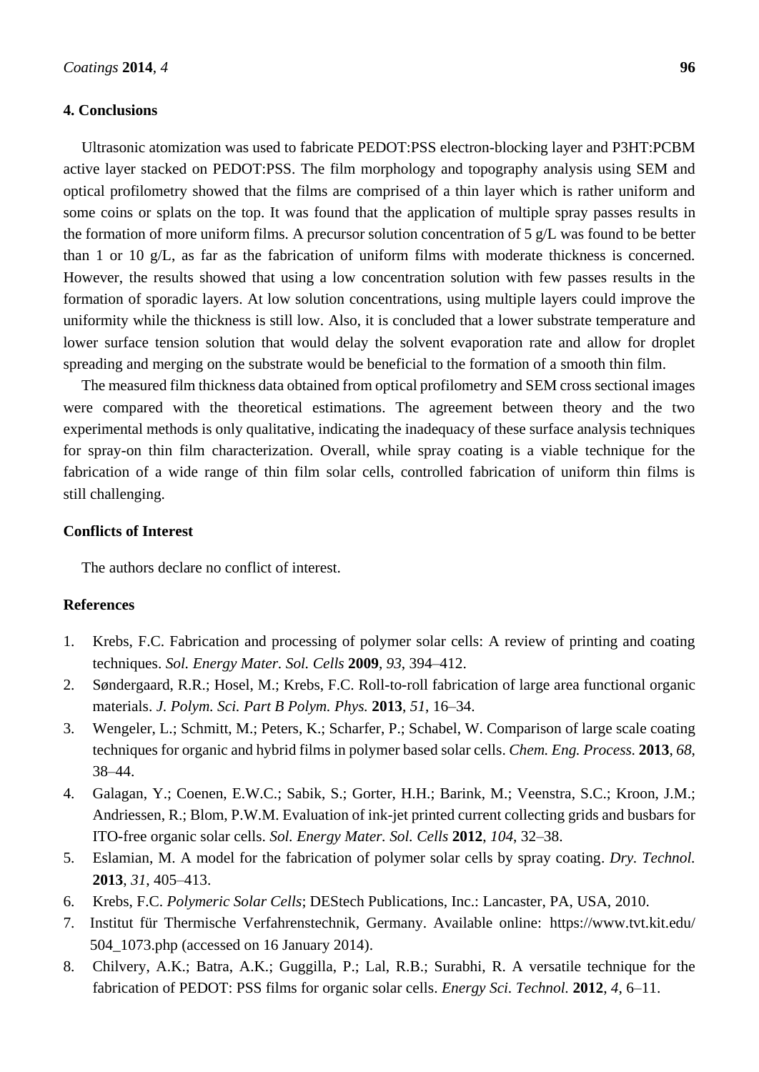## 4. Conclusions

Ultrasonic atomization was used to fabricate PEDOT:PSS electron-blocking layer and P3HT:PCBM active layer stacked on PEDOT:PSS. The film morphology and topography analysis using SEM and optical profilometry showed that the films are comprised of a thin layer which is rather uniform and some coins or splats on the top. It was found that the application of multiple spray passes results in the formation of more uniform films. A precursor solution concentration of 5 g/L was found to be better than 1 or 10 g/L, as far as the fabrication of uniform films with moderate thickness is concerned. However, the results showed that using a low concentration solution with few passes results in the formation of sporadic layers. At low solution concentrations, using multiple layers could improve the uniformity while the thickness is still low. Also, it is concluded that a lower substrate temperature and lower surface tension solution that would delay the solvent evaporation rate and allow for droplet spreading and merging on the substrate would be beneficial to the formation of a smooth thin film.

The measured film thickness data obtained from optical profilometry and SEM cross sectional images were compared with the theoretical estimations. The agreement between theory and the two experimental methods is only qualitative, indicating the inadequacy of these surface analysis techniques for spray-on thin film characterization. Overall, while spray coating is a viable technique for the fabrication of a wide range of thin film solar cells, controlled fabrication of uniform thin films is still challenging.

## Conflicts of Interest

The authors declare no conflict of interest.

## References

1. Krebs, F.C. Fabrication and processing of polymer solar cells: A review of printing and coating techniques. *Sol. Energy Mater. Sol. Cells* **2009**, *93*, 394–412.
2. Søndergaard, R.R.; Hosel, M.; Krebs, F.C. Roll-to-roll fabrication of large area functional organic materials. *J. Polym. Sci. Part B Polym. Phys.* **2013**, *51*, 16–34.
3. Wengeler, L.; Schmitt, M.; Peters, K.; Scharfer, P.; Schabel, W. Comparison of large scale coating techniques for organic and hybrid films in polymer based solar cells. *Chem. Eng. Process.* **2013**, *68*, 38–44.
4. Galagan, Y.; Coenen, E.W.C.; Sabik, S.; Gorter, H.H.; Barink, M.; Veenstra, S.C.; Kroon, J.M.; Andriessen, R.; Blom, P.W.M. Evaluation of ink-jet printed current collecting grids and busbars for ITO-free organic solar cells. *Sol. Energy Mater. Sol. Cells* **2012**, *104*, 32–38.
5. Eslamian, M. A model for the fabrication of polymer solar cells by spray coating. *Dry. Technol.* **2013**, *31*, 405–413.
6. Krebs, F.C. *Polymeric Solar Cells*; DEStech Publications, Inc.: Lancaster, PA, USA, 2010.
7. Institut für Thermische Verfahrenstechnik, Germany. Available online: https://www.tvt.kit.edu/504_1073.php (accessed on 16 January 2014).
8. Chilvery, A.K.; Batra, A.K.; Guggilla, P.; Lal, R.B.; Surabhi, R. A versatile technique for the fabrication of PEDOT: PSS films for organic solar cells. *Energy Sci. Technol.* **2012**, *4*, 6–11.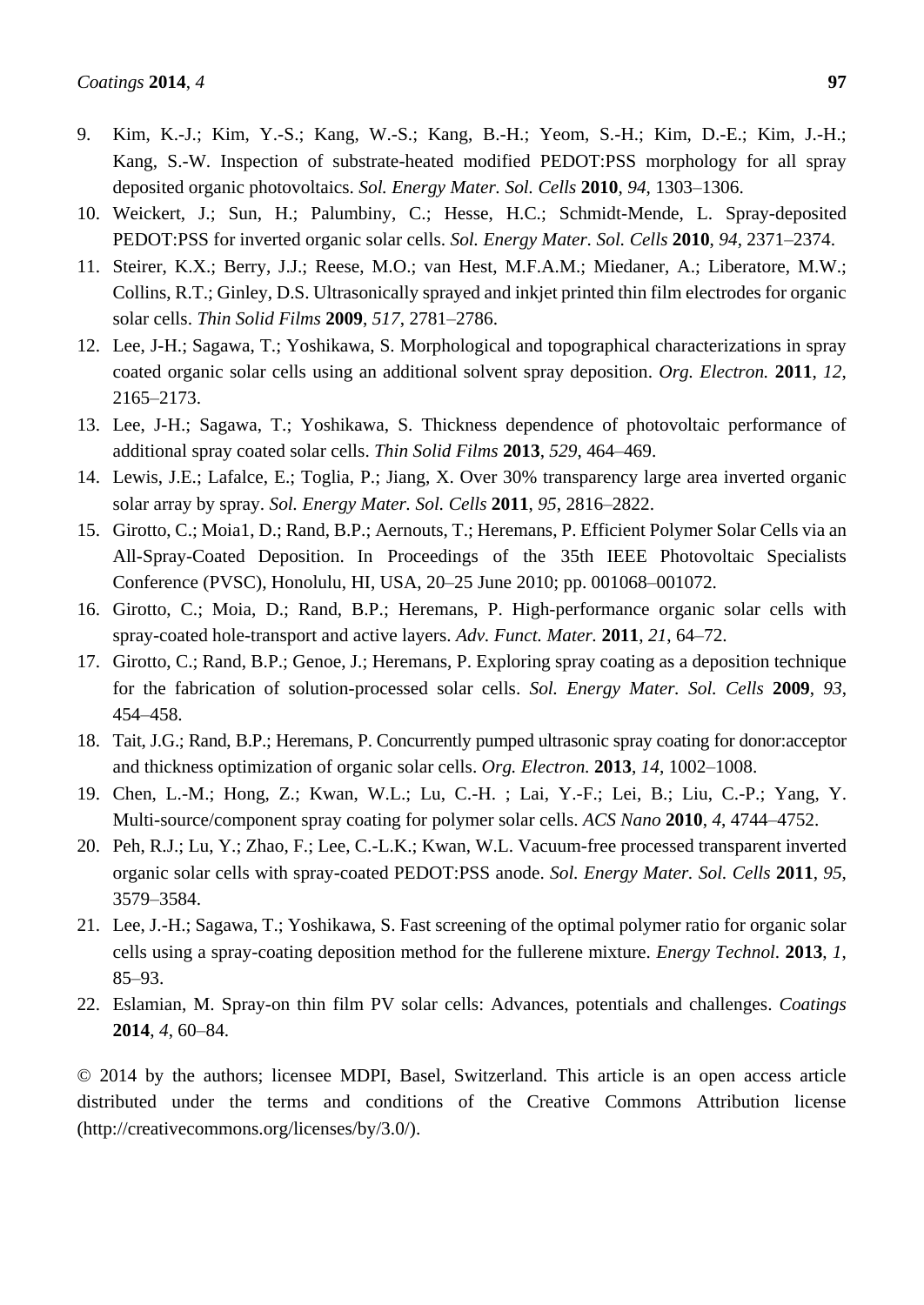9. Kim, K.-J.; Kim, Y.-S.; Kang, W.-S.; Kang, B.-H.; Yeom, S.-H.; Kim, D.-E.; Kim, J.-H.; Kang, S.-W. Inspection of substrate-heated modified PEDOT:PSS morphology for all spray deposited organic photovoltaics. *Sol. Energy Mater. Sol. Cells* **2010**, *94*, 1303–1306.
10. Weickert, J.; Sun, H.; Palumbiny, C.; Hesse, H.C.; Schmidt-Mende, L. Spray-deposited PEDOT:PSS for inverted organic solar cells. *Sol. Energy Mater. Sol. Cells* **2010**, *94*, 2371–2374.
11. Steirer, K.X.; Berry, J.J.; Reese, M.O.; van Hest, M.F.A.M.; Miedaner, A.; Liberatore, M.W.; Collins, R.T.; Ginley, D.S. Ultrasonically sprayed and inkjet printed thin film electrodes for organic solar cells. *Thin Solid Films* **2009**, *517*, 2781–2786.
12. Lee, J-H.; Sagawa, T.; Yoshikawa, S. Morphological and topographical characterizations in spray coated organic solar cells using an additional solvent spray deposition. *Org. Electron.* **2011**, *12*, 2165–2173.
13. Lee, J-H.; Sagawa, T.; Yoshikawa, S. Thickness dependence of photovoltaic performance of additional spray coated solar cells. *Thin Solid Films* **2013**, *529*, 464–469.
14. Lewis, J.E.; Lafalce, E.; Toglia, P.; Jiang, X. Over 30% transparency large area inverted organic solar array by spray. *Sol. Energy Mater. Sol. Cells* **2011**, *95*, 2816–2822.
15. Girotto, C.; Moia1, D.; Rand, B.P.; Aernouts, T.; Heremans, P. Efficient Polymer Solar Cells via an All-Spray-Coated Deposition. In Proceedings of the 35th IEEE Photovoltaic Specialists Conference (PVSC), Honolulu, HI, USA, 20–25 June 2010; pp. 001068–001072.
16. Girotto, C.; Moia, D.; Rand, B.P.; Heremans, P. High-performance organic solar cells with spray-coated hole-transport and active layers. *Adv. Funct. Mater.* **2011**, *21*, 64–72.
17. Girotto, C.; Rand, B.P.; Genoe, J.; Heremans, P. Exploring spray coating as a deposition technique for the fabrication of solution-processed solar cells. *Sol. Energy Mater. Sol. Cells* **2009**, *93*, 454–458.
18. Tait, J.G.; Rand, B.P.; Heremans, P. Concurrently pumped ultrasonic spray coating for donor:acceptor and thickness optimization of organic solar cells. *Org. Electron.* **2013**, *14*, 1002–1008.
19. Chen, L.-M.; Hong, Z.; Kwan, W.L.; Lu, C.-H. ; Lai, Y.-F.; Lei, B.; Liu, C.-P.; Yang, Y. Multi-source/component spray coating for polymer solar cells. *ACS Nano* **2010**, *4*, 4744–4752.
20. Peh, R.J.; Lu, Y.; Zhao, F.; Lee, C.-L.K.; Kwan, W.L. Vacuum-free processed transparent inverted organic solar cells with spray-coated PEDOT:PSS anode. *Sol. Energy Mater. Sol. Cells* **2011**, *95*, 3579–3584.
21. Lee, J.-H.; Sagawa, T.; Yoshikawa, S. Fast screening of the optimal polymer ratio for organic solar cells using a spray-coating deposition method for the fullerene mixture. *Energy Technol.* **2013**, *1*, 85–93.
22. Eslamian, M. Spray-on thin film PV solar cells: Advances, potentials and challenges. *Coatings* **2014**, *4*, 60–84.

© 2014 by the authors; licensee MDPI, Basel, Switzerland. This article is an open access article distributed under the terms and conditions of the Creative Commons Attribution license (http://creativecommons.org/licenses/by/3.0/).